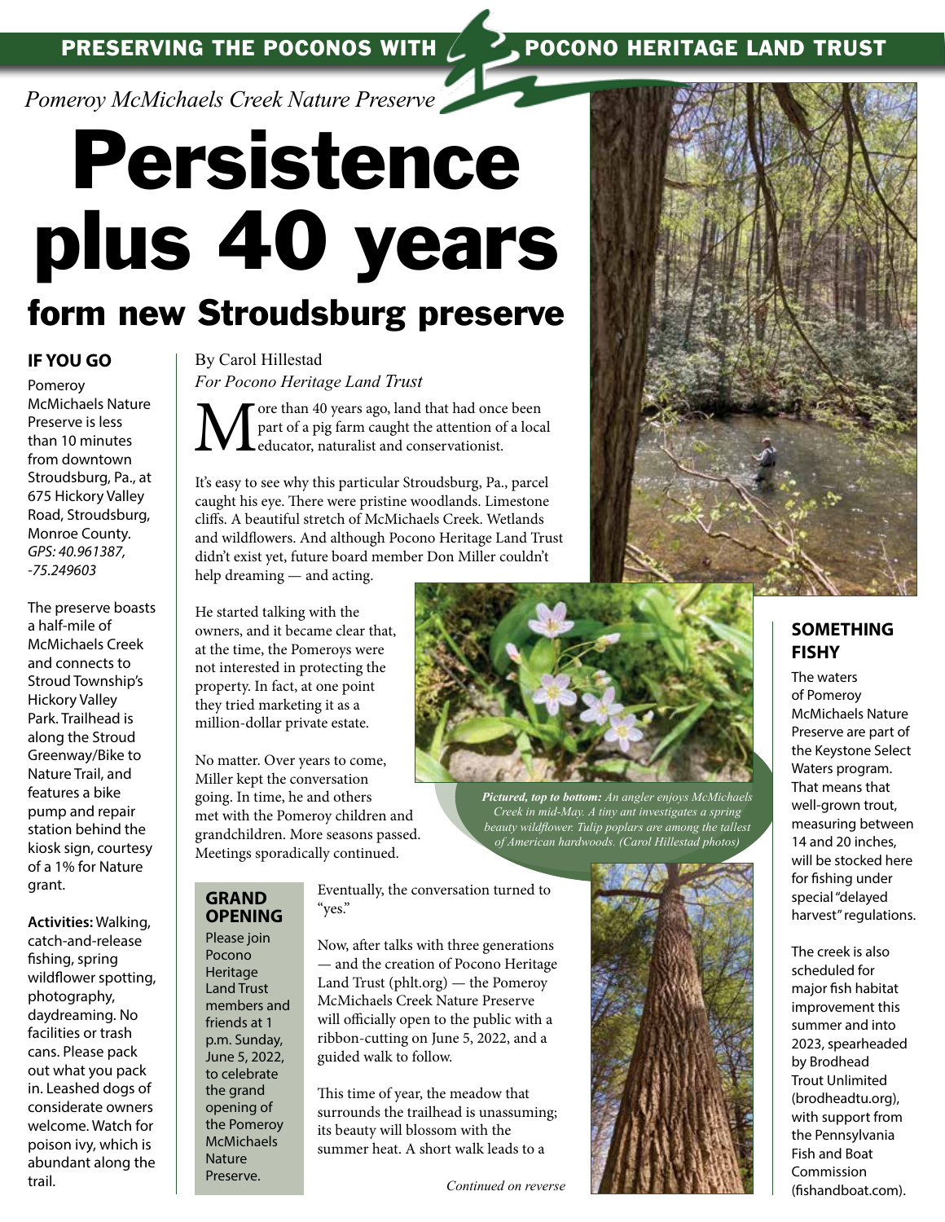PRESERVING THE POCONOS WITH POCONO HERITAGE LAND TRUST

*Pomeroy McMichaels Creek Nature Preserve*

# Persistence plus 40 years

## form new Stroudsburg preserve

By Carol Hillestad
*For Pocono Heritage Land Trust*

More than 40 years ago, land that had once been part of a pig farm caught the attention of a local educator, naturalist and conservationist.

It's easy to see why this particular Stroudsburg, Pa., parcel caught his eye. There were pristine woodlands. Limestone cliffs. A beautiful stretch of McMichaels Creek. Wetlands and wildflowers. And although Pocono Heritage Land Trust didn't exist yet, future board member Don Miller couldn't help dreaming — and acting.

He started talking with the owners, and it became clear that, at the time, the Pomeroys were not interested in protecting the property. In fact, at one point they tried marketing it as a million-dollar private estate.

No matter. Over years to come, Miller kept the conversation going. In time, he and others met with the Pomeroy children and grandchildren. More seasons passed. Meetings sporadically continued.

Eventually, the conversation turned to "yes."

Now, after talks with three generations — and the creation of Pocono Heritage Land Trust (phlt.org) — the Pomeroy McMichaels Creek Nature Preserve will officially open to the public with a ribbon-cutting on June 5, 2022, and a guided walk to follow.

This time of year, the meadow that surrounds the trailhead is unassuming; its beauty will blossom with the summer heat. A short walk leads to a

*Continued on reverse*

### IF YOU GO

Pomeroy McMichaels Nature Preserve is less than 10 minutes from downtown Stroudsburg, Pa., at 675 Hickory Valley Road, Stroudsburg, Monroe County. *GPS: 40.961387, -75.249603*

The preserve boasts a half-mile of McMichaels Creek and connects to Stroud Township's Hickory Valley Park. Trailhead is along the Stroud Greenway/Bike to Nature Trail, and features a bike pump and repair station behind the kiosk sign, courtesy of a 1% for Nature grant.

**Activities:** Walking, catch-and-release fishing, spring wildflower spotting, photography, daydreaming. No facilities or trash cans. Please pack out what you pack in. Leashed dogs of considerate owners welcome. Watch for poison ivy, which is abundant along the trail.

### GRAND OPENING

Please join Pocono Heritage Land Trust members and friends at 1 p.m. Sunday, June 5, 2022, to celebrate the grand opening of the Pomeroy McMichaels Nature Preserve.

***Pictured, top to bottom:*** *An angler enjoys McMichaels Creek in mid-May. A tiny ant investigates a spring beauty wildflower. Tulip poplars are among the tallest of American hardwoods. (Carol Hillestad photos)*

### SOMETHING FISHY

The waters of Pomeroy McMichaels Nature Preserve are part of the Keystone Select Waters program. That means that well-grown trout, measuring between 14 and 20 inches, will be stocked here for fishing under special "delayed harvest" regulations.

The creek is also scheduled for major fish habitat improvement this summer and into 2023, spearheaded by Brodhead Trout Unlimited (brodheadtu.org), with support from the Pennsylvania Fish and Boat Commission (fishandboat.com).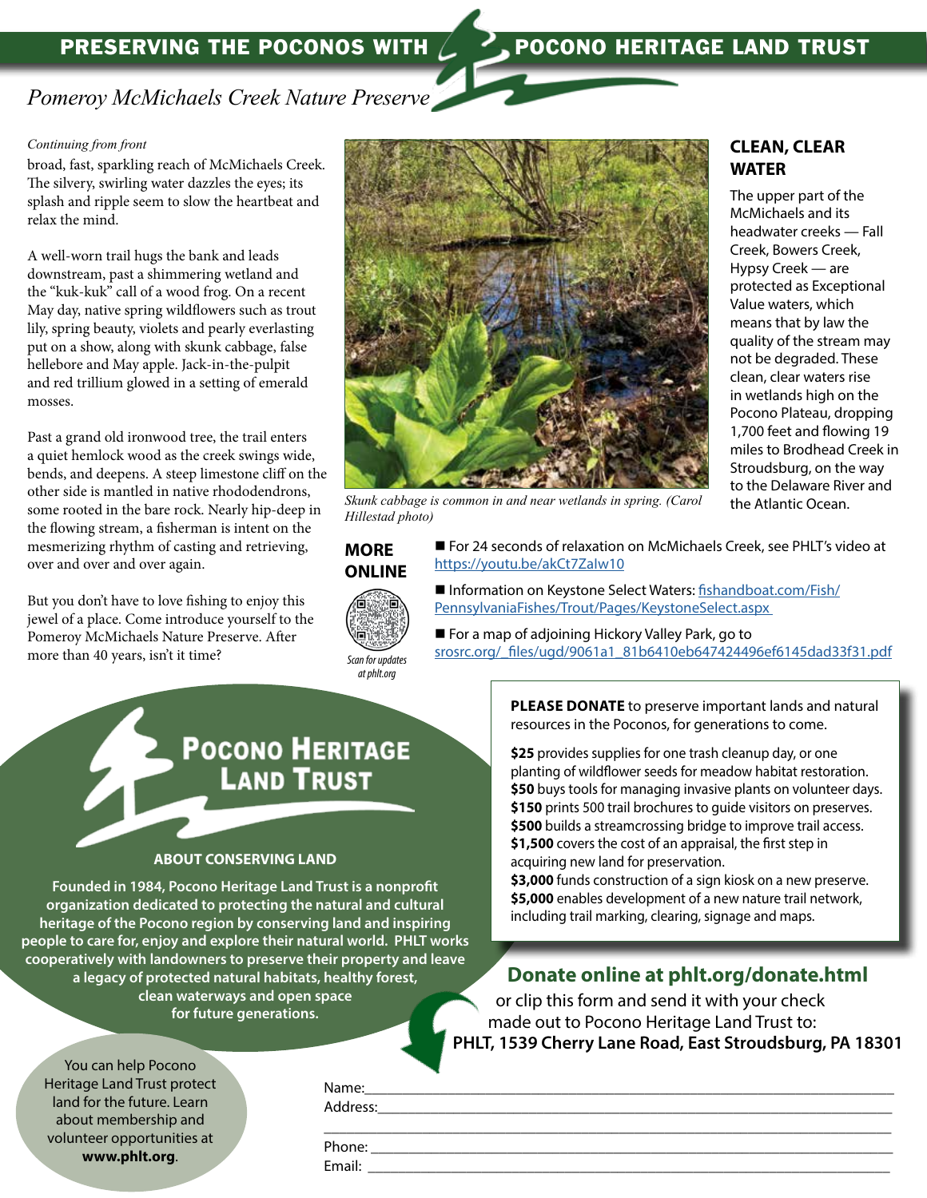# PRESERVING THE POCONOS WITH POCONO HERITAGE LAND TRUST

## *Pomeroy McMichaels Creek Nature Preserve*

*Continuing from front*

broad, fast, sparkling reach of McMichaels Creek. The silvery, swirling water dazzles the eyes; its splash and ripple seem to slow the heartbeat and relax the mind.

A well-worn trail hugs the bank and leads downstream, past a shimmering wetland and the "kuk-kuk" call of a wood frog. On a recent May day, native spring wildflowers such as trout lily, spring beauty, violets and pearly everlasting put on a show, along with skunk cabbage, false hellebore and May apple. Jack-in-the-pulpit and red trillium glowed in a setting of emerald mosses.

Past a grand old ironwood tree, the trail enters a quiet hemlock wood as the creek swings wide, bends, and deepens. A steep limestone cliff on the other side is mantled in native rhododendrons, some rooted in the bare rock. Nearly hip-deep in the flowing stream, a fisherman is intent on the mesmerizing rhythm of casting and retrieving, over and over and over again.

But you don't have to love fishing to enjoy this jewel of a place. Come introduce yourself to the Pomeroy McMichaels Nature Preserve. After more than 40 years, isn't it time?

*Skunk cabbage is common in and near wetlands in spring. (Carol Hillestad photo)*

### CLEAN, CLEAR WATER

The upper part of the McMichaels and its headwater creeks — Fall Creek, Bowers Creek, Hypsy Creek — are protected as Exceptional Value waters, which means that by law the quality of the stream may not be degraded. These clean, clear waters rise in wetlands high on the Pocono Plateau, dropping 1,700 feet and flowing 19 miles to Brodhead Creek in Stroudsburg, on the way to the Delaware River and the Atlantic Ocean.

### MORE ONLINE

*Scan for updates at phlt.org*

- For 24 seconds of relaxation on McMichaels Creek, see PHLT's video at https://youtu.be/akCt7ZaIw10
- Information on Keystone Select Waters: fishandboat.com/Fish/PennsylvaniaFishes/Trout/Pages/KeystoneSelect.aspx
- For a map of adjoining Hickory Valley Park, go to srosrc.org/_files/ugd/9061a1_81b6410eb647424496ef6145dad33f31.pdf

## POCONO HERITAGE LAND TRUST

### ABOUT CONSERVING LAND

**Founded in 1984, Pocono Heritage Land Trust is a nonprofit organization dedicated to protecting the natural and cultural heritage of the Pocono region by conserving land and inspiring people to care for, enjoy and explore their natural world. PHLT works cooperatively with landowners to preserve their property and leave a legacy of protected natural habitats, healthy forest, clean waterways and open space for future generations.**

You can help Pocono Heritage Land Trust protect land for the future. Learn about membership and volunteer opportunities at **www.phlt.org**.

**PLEASE DONATE** to preserve important lands and natural resources in the Poconos, for generations to come.

**$25** provides supplies for one trash cleanup day, or one planting of wildflower seeds for meadow habitat restoration.
**$50** buys tools for managing invasive plants on volunteer days.
**$150** prints 500 trail brochures to guide visitors on preserves.
**$500** builds a streamcrossing bridge to improve trail access.
**$1,500** covers the cost of an appraisal, the first step in acquiring new land for preservation.
**$3,000** funds construction of a sign kiosk on a new preserve.
**$5,000** enables development of a new nature trail network, including trail marking, clearing, signage and maps.

**Donate online at phlt.org/donate.html**

or clip this form and send it with your check made out to Pocono Heritage Land Trust to:
**PHLT, 1539 Cherry Lane Road, East Stroudsburg, PA 18301**

Name:\_\_\_\_\_\_\_\_\_\_\_\_\_\_\_\_\_\_\_\_\_\_\_\_\_\_\_\_\_\_\_\_

Address:\_\_\_\_\_\_\_\_\_\_\_\_\_\_\_\_\_\_\_\_\_\_\_\_\_\_\_\_\_\_

\_\_\_\_\_\_\_\_\_\_\_\_\_\_\_\_\_\_\_\_\_\_\_\_\_\_\_\_\_\_\_\_\_\_\_\_\_

Phone: \_\_\_\_\_\_\_\_\_\_\_\_\_\_\_\_\_\_\_\_\_\_\_\_\_\_\_\_\_\_\_

Email: \_\_\_\_\_\_\_\_\_\_\_\_\_\_\_\_\_\_\_\_\_\_\_\_\_\_\_\_\_\_\_